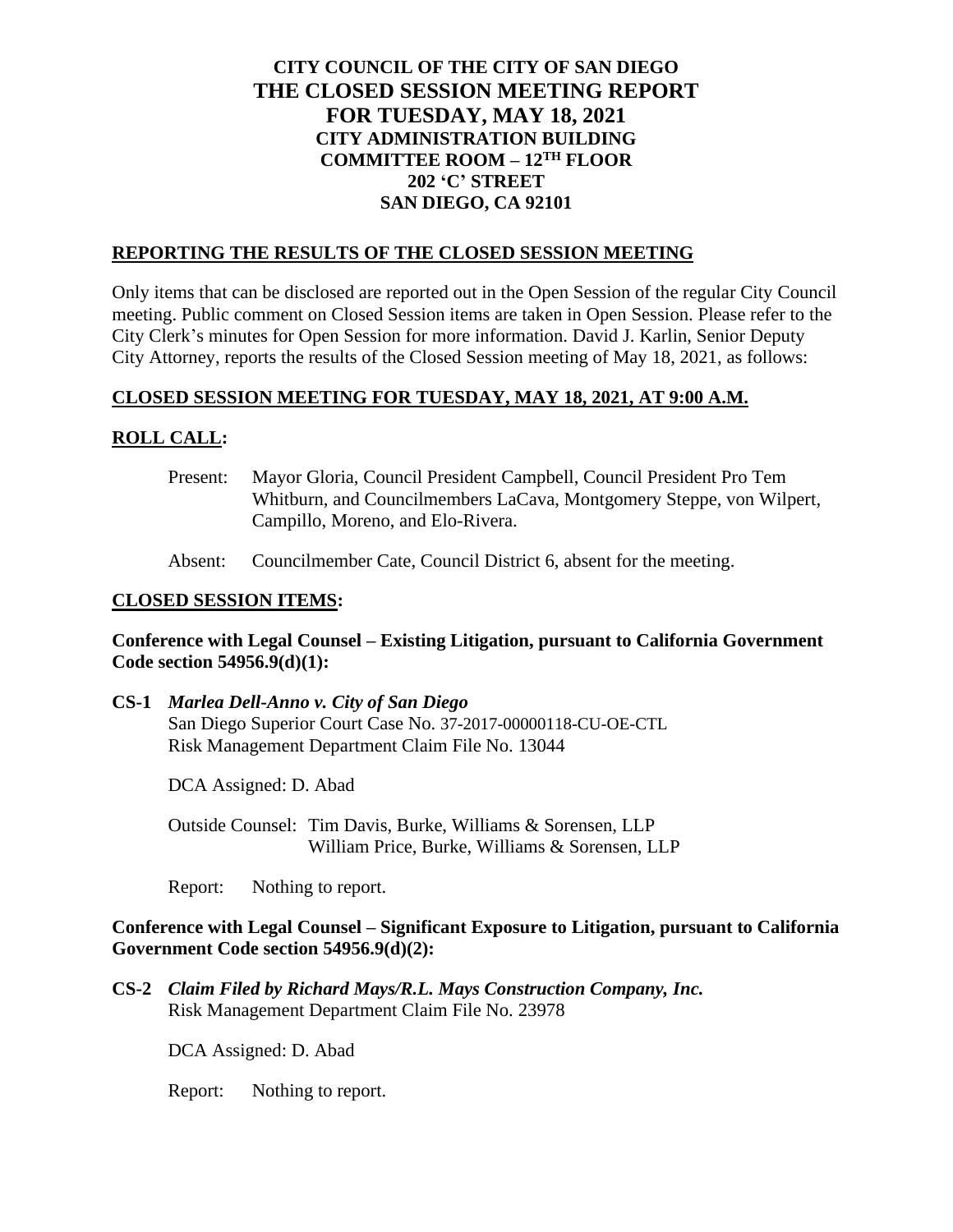# CITY COUNCIL OF THE CITY OF SAN DIEGO
# THE CLOSED SESSION MEETING REPORT
# FOR TUESDAY, MAY 18, 2021
## CITY ADMINISTRATION BUILDING
## COMMITTEE ROOM – 12TH FLOOR
## 202 'C' STREET
## SAN DIEGO, CA 92101

## REPORTING THE RESULTS OF THE CLOSED SESSION MEETING

Only items that can be disclosed are reported out in the Open Session of the regular City Council meeting. Public comment on Closed Session items are taken in Open Session. Please refer to the City Clerk's minutes for Open Session for more information. David J. Karlin, Senior Deputy City Attorney, reports the results of the Closed Session meeting of May 18, 2021, as follows:

## CLOSED SESSION MEETING FOR TUESDAY, MAY 18, 2021, AT 9:00 A.M.

## ROLL CALL:

Present: Mayor Gloria, Council President Campbell, Council President Pro Tem Whitburn, and Councilmembers LaCava, Montgomery Steppe, von Wilpert, Campillo, Moreno, and Elo-Rivera.

Absent: Councilmember Cate, Council District 6, absent for the meeting.

## CLOSED SESSION ITEMS:

**Conference with Legal Counsel – Existing Litigation, pursuant to California Government Code section 54956.9(d)(1):**

**CS-1** ***Marlea Dell-Anno v. City of San Diego***
San Diego Superior Court Case No. 37-2017-00000118-CU-OE-CTL
Risk Management Department Claim File No. 13044

DCA Assigned: D. Abad

Outside Counsel: Tim Davis, Burke, Williams & Sorensen, LLP
William Price, Burke, Williams & Sorensen, LLP

Report: Nothing to report.

**Conference with Legal Counsel – Significant Exposure to Litigation, pursuant to California Government Code section 54956.9(d)(2):**

**CS-2** ***Claim Filed by Richard Mays/R.L. Mays Construction Company, Inc.***
Risk Management Department Claim File No. 23978

DCA Assigned: D. Abad

Report: Nothing to report.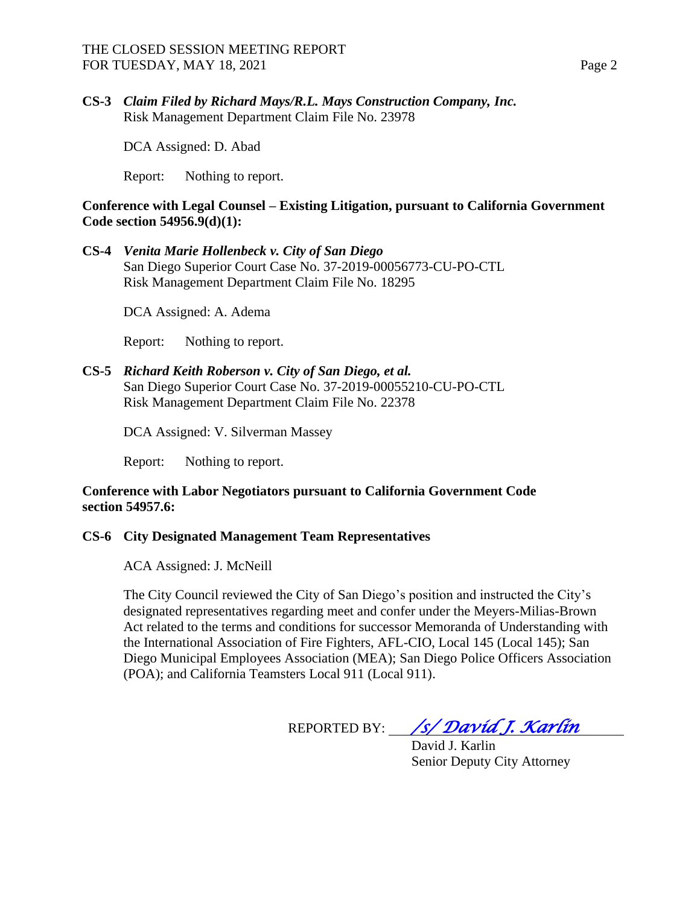**CS-3** ***Claim Filed by Richard Mays/R.L. Mays Construction Company, Inc.***
Risk Management Department Claim File No. 23978

DCA Assigned: D. Abad

Report: Nothing to report.

**Conference with Legal Counsel – Existing Litigation, pursuant to California Government Code section 54956.9(d)(1):**

**CS-4** ***Venita Marie Hollenbeck v. City of San Diego***
San Diego Superior Court Case No. 37-2019-00056773-CU-PO-CTL
Risk Management Department Claim File No. 18295

DCA Assigned: A. Adema

Report: Nothing to report.

**CS-5** ***Richard Keith Roberson v. City of San Diego, et al.***
San Diego Superior Court Case No. 37-2019-00055210-CU-PO-CTL
Risk Management Department Claim File No. 22378

DCA Assigned: V. Silverman Massey

Report: Nothing to report.

**Conference with Labor Negotiators pursuant to California Government Code section 54957.6:**

**CS-6 City Designated Management Team Representatives**

ACA Assigned: J. McNeill

The City Council reviewed the City of San Diego's position and instructed the City's designated representatives regarding meet and confer under the Meyers-Milias-Brown Act related to the terms and conditions for successor Memoranda of Understanding with the International Association of Fire Fighters, AFL-CIO, Local 145 (Local 145); San Diego Municipal Employees Association (MEA); San Diego Police Officers Association (POA); and California Teamsters Local 911 (Local 911).

REPORTED BY: */s/ David J. Karlin*

David J. Karlin
Senior Deputy City Attorney